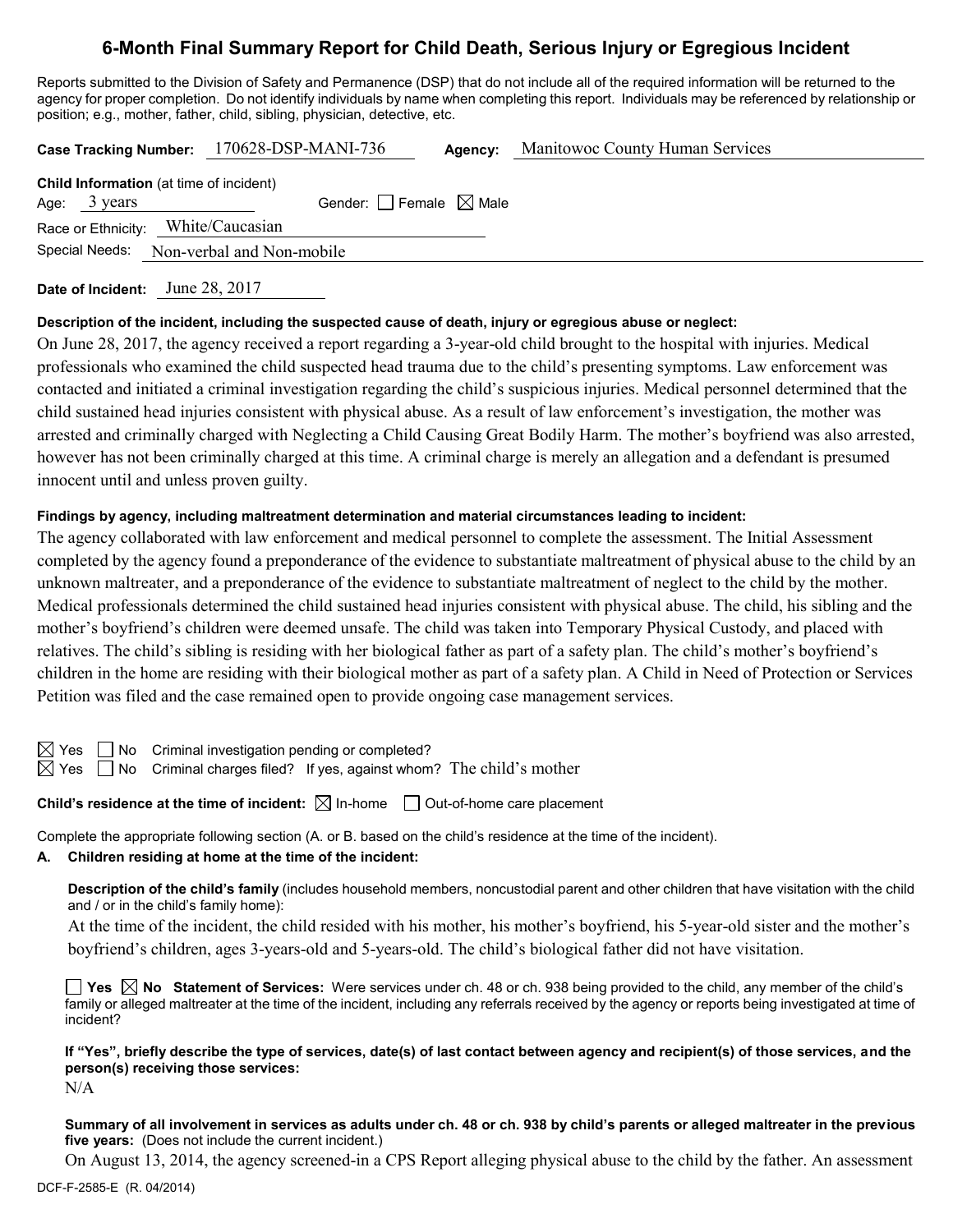# 6-Month Final Summary Report for Child Death, Serious Injury or Egregious Incident

Reports submitted to the Division of Safety and Permanence (DSP) that do not include all of the required information will be returned to the agency for proper completion. Do not identify individuals by name when completing this report. Individuals may be referenced by relationship or position; e.g., mother, father, child, sibling, physician, detective, etc.

**Case Tracking Number:** 170628-DSP-MANI-736 **Agency:** Manitowoc County Human Services

**Child Information** (at time of incident)

Age: 3 years Gender: ☐ Female ☒ Male

Race or Ethnicity: White/Caucasian

Special Needs: Non-verbal and Non-mobile

**Date of Incident:** June 28, 2017

**Description of the incident, including the suspected cause of death, injury or egregious abuse or neglect:**

On June 28, 2017, the agency received a report regarding a 3-year-old child brought to the hospital with injuries. Medical professionals who examined the child suspected head trauma due to the child's presenting symptoms. Law enforcement was contacted and initiated a criminal investigation regarding the child's suspicious injuries. Medical personnel determined that the child sustained head injuries consistent with physical abuse. As a result of law enforcement's investigation, the mother was arrested and criminally charged with Neglecting a Child Causing Great Bodily Harm. The mother's boyfriend was also arrested, however has not been criminally charged at this time. A criminal charge is merely an allegation and a defendant is presumed innocent until and unless proven guilty.

**Findings by agency, including maltreatment determination and material circumstances leading to incident:**

The agency collaborated with law enforcement and medical personnel to complete the assessment. The Initial Assessment completed by the agency found a preponderance of the evidence to substantiate maltreatment of physical abuse to the child by an unknown maltreater, and a preponderance of the evidence to substantiate maltreatment of neglect to the child by the mother. Medical professionals determined the child sustained head injuries consistent with physical abuse. The child, his sibling and the mother's boyfriend's children were deemed unsafe. The child was taken into Temporary Physical Custody, and placed with relatives. The child's sibling is residing with her biological father as part of a safety plan. The child's mother's boyfriend's children in the home are residing with their biological mother as part of a safety plan. A Child in Need of Protection or Services Petition was filed and the case remained open to provide ongoing case management services.

☒ Yes ☐ No Criminal investigation pending or completed?

☒ Yes ☐ No Criminal charges filed? If yes, against whom? The child's mother

**Child's residence at the time of incident:** ☒ In-home ☐ Out-of-home care placement

Complete the appropriate following section (A. or B. based on the child's residence at the time of the incident).

**A. Children residing at home at the time of the incident:**

**Description of the child's family** (includes household members, noncustodial parent and other children that have visitation with the child and / or in the child's family home):

At the time of the incident, the child resided with his mother, his mother's boyfriend, his 5-year-old sister and the mother's boyfriend's children, ages 3-years-old and 5-years-old. The child's biological father did not have visitation.

☐ **Yes** ☒ **No Statement of Services:** Were services under ch. 48 or ch. 938 being provided to the child, any member of the child's family or alleged maltreater at the time of the incident, including any referrals received by the agency or reports being investigated at time of incident?

**If "Yes", briefly describe the type of services, date(s) of last contact between agency and recipient(s) of those services, and the person(s) receiving those services:**

N/A

**Summary of all involvement in services as adults under ch. 48 or ch. 938 by child's parents or alleged maltreater in the previous five years:** (Does not include the current incident.)

On August 13, 2014, the agency screened-in a CPS Report alleging physical abuse to the child by the father. An assessment

DCF-F-2585-E (R. 04/2014)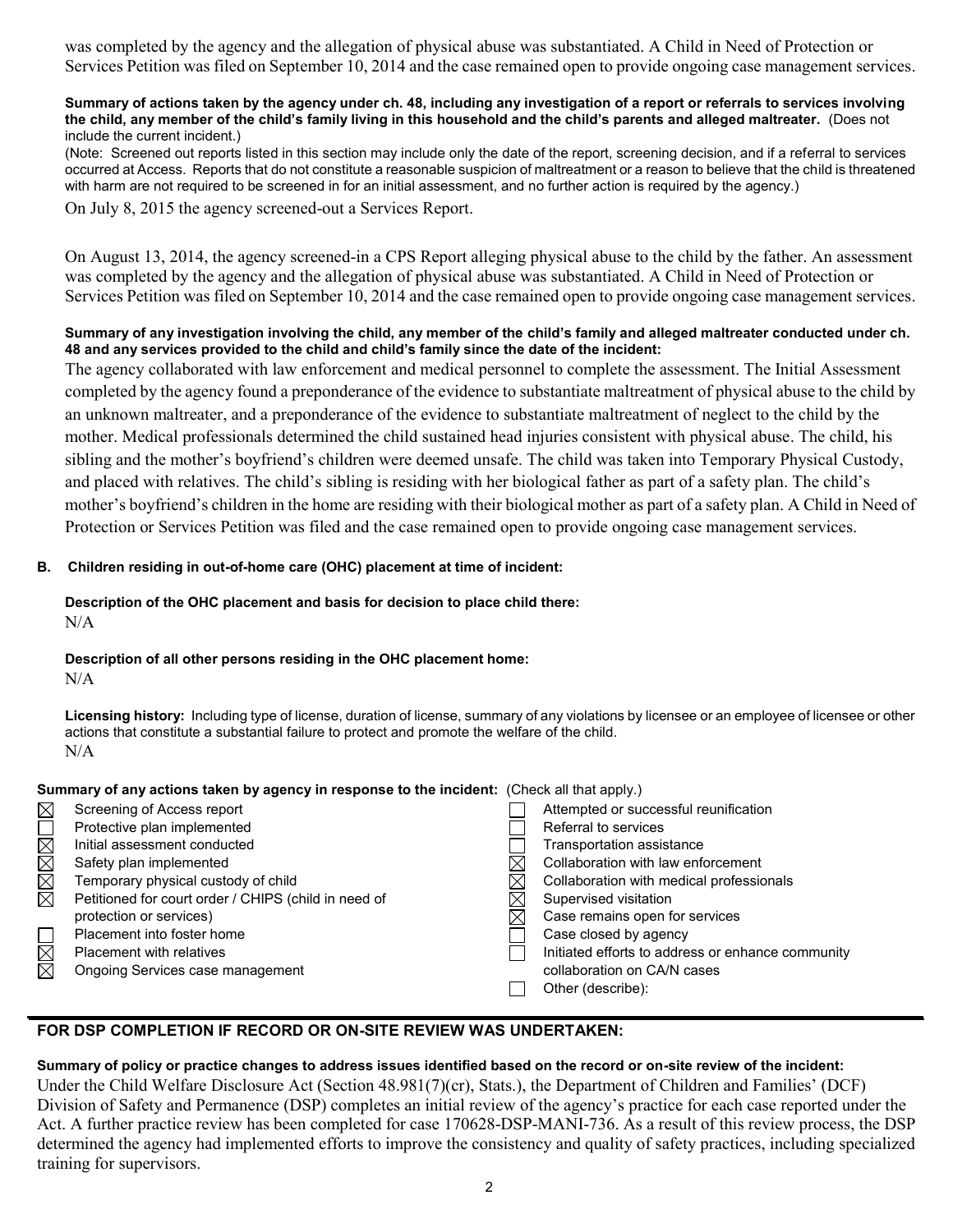was completed by the agency and the allegation of physical abuse was substantiated. A Child in Need of Protection or Services Petition was filed on September 10, 2014 and the case remained open to provide ongoing case management services.

**Summary of actions taken by the agency under ch. 48, including any investigation of a report or referrals to services involving the child, any member of the child's family living in this household and the child's parents and alleged maltreater.** (Does not include the current incident.)

(Note: Screened out reports listed in this section may include only the date of the report, screening decision, and if a referral to services occurred at Access. Reports that do not constitute a reasonable suspicion of maltreatment or a reason to believe that the child is threatened with harm are not required to be screened in for an initial assessment, and no further action is required by the agency.)

On July 8, 2015 the agency screened-out a Services Report.

On August 13, 2014, the agency screened-in a CPS Report alleging physical abuse to the child by the father. An assessment was completed by the agency and the allegation of physical abuse was substantiated. A Child in Need of Protection or Services Petition was filed on September 10, 2014 and the case remained open to provide ongoing case management services.

**Summary of any investigation involving the child, any member of the child's family and alleged maltreater conducted under ch. 48 and any services provided to the child and child's family since the date of the incident:**

The agency collaborated with law enforcement and medical personnel to complete the assessment. The Initial Assessment completed by the agency found a preponderance of the evidence to substantiate maltreatment of physical abuse to the child by an unknown maltreater, and a preponderance of the evidence to substantiate maltreatment of neglect to the child by the mother. Medical professionals determined the child sustained head injuries consistent with physical abuse. The child, his sibling and the mother's boyfriend's children were deemed unsafe. The child was taken into Temporary Physical Custody, and placed with relatives. The child's sibling is residing with her biological father as part of a safety plan. The child's mother's boyfriend's children in the home are residing with their biological mother as part of a safety plan. A Child in Need of Protection or Services Petition was filed and the case remained open to provide ongoing case management services.

**B. Children residing in out-of-home care (OHC) placement at time of incident:**

**Description of the OHC placement and basis for decision to place child there:**

N/A

**Description of all other persons residing in the OHC placement home:**

N/A

**Licensing history:** Including type of license, duration of license, summary of any violations by licensee or an employee of licensee or other actions that constitute a substantial failure to protect and promote the welfare of the child.

N/A

**Summary of any actions taken by agency in response to the incident:** (Check all that apply.)

- [x] Screening of Access report
- [ ] Protective plan implemented
- [x] Initial assessment conducted
- [x] Safety plan implemented
- [x] Temporary physical custody of child
- [x] Petitioned for court order / CHIPS (child in need of protection or services)
- [ ] Placement into foster home
- [x] Placement with relatives
- [x] Ongoing Services case management
- [ ] Attempted or successful reunification
- [ ] Referral to services
- [ ] Transportation assistance
- [x] Collaboration with law enforcement
- [x] Collaboration with medical professionals
- [x] Supervised visitation
- [x] Case remains open for services
- [ ] Case closed by agency
- [ ] Initiated efforts to address or enhance community collaboration on CA/N cases
- [ ] Other (describe):

## FOR DSP COMPLETION IF RECORD OR ON-SITE REVIEW WAS UNDERTAKEN:

**Summary of policy or practice changes to address issues identified based on the record or on-site review of the incident:**

Under the Child Welfare Disclosure Act (Section 48.981(7)(cr), Stats.), the Department of Children and Families' (DCF) Division of Safety and Permanence (DSP) completes an initial review of the agency's practice for each case reported under the Act. A further practice review has been completed for case 170628-DSP-MANI-736. As a result of this review process, the DSP determined the agency had implemented efforts to improve the consistency and quality of safety practices, including specialized training for supervisors.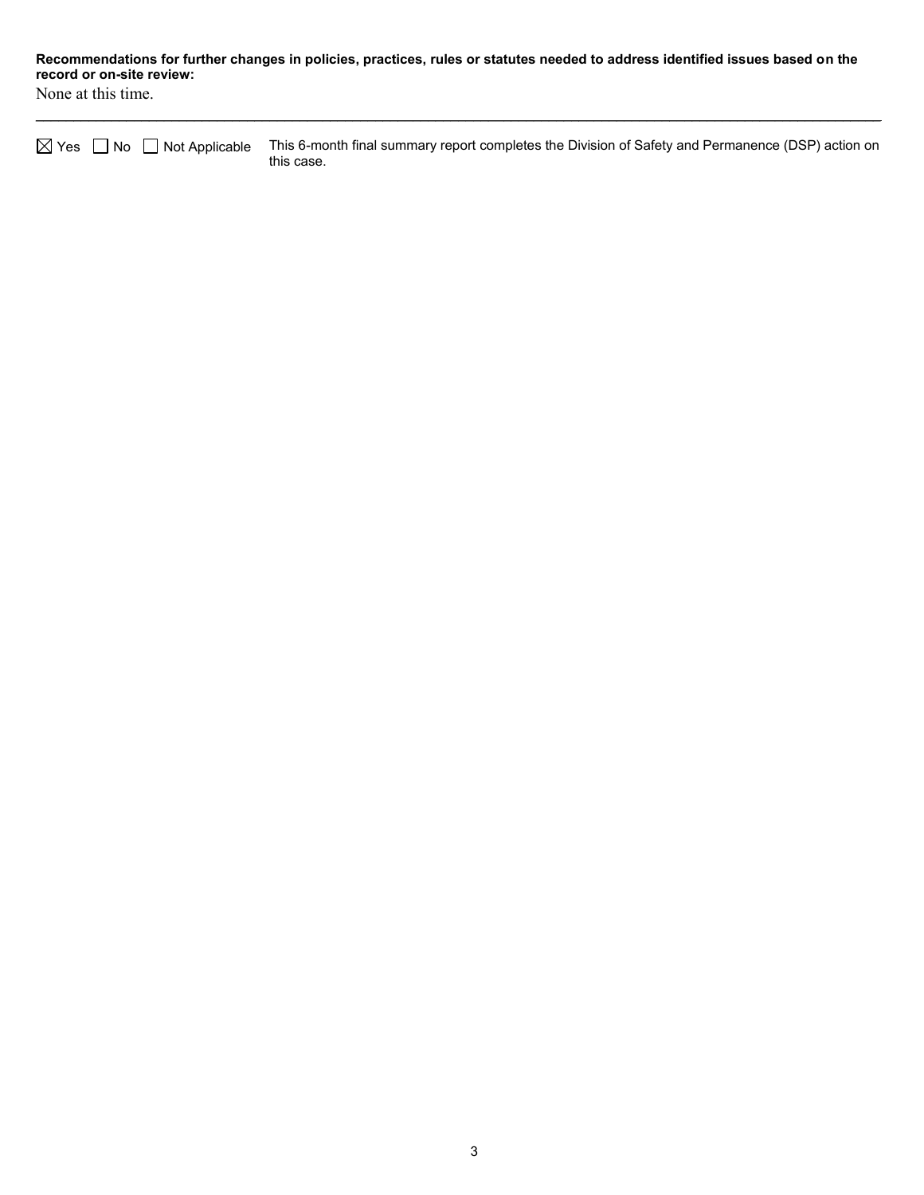**Recommendations for further changes in policies, practices, rules or statutes needed to address identified issues based on the record or on-site review:**

None at this time.

---

☒ Yes ☐ No ☐ Not Applicable This 6-month final summary report completes the Division of Safety and Permanence (DSP) action on this case.